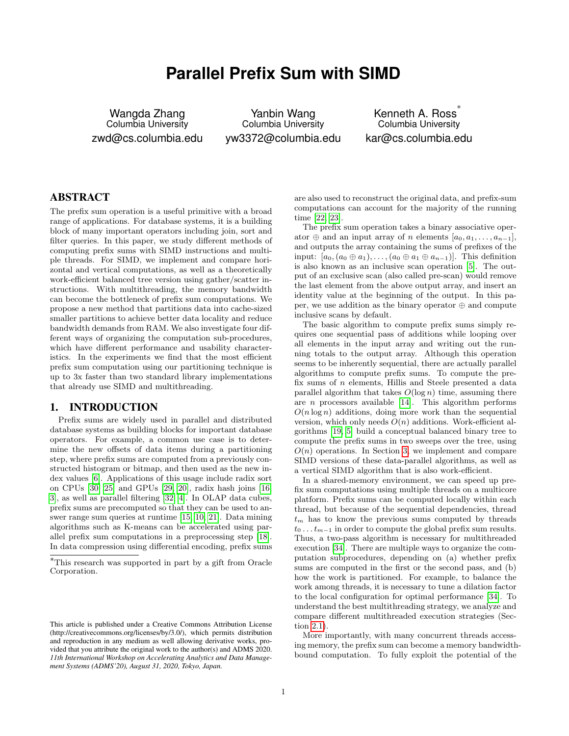# Parallel Prefix Sum with SIMD

Wangda Zhang
Columbia University
zwd@cs.columbia.edu

Yanbin Wang
Columbia University
yw3372@columbia.edu

Kenneth A. Ross*
Columbia University
kar@cs.columbia.edu

## ABSTRACT

The prefix sum operation is a useful primitive with a broad range of applications. For database systems, it is a building block of many important operators including join, sort and filter queries. In this paper, we study different methods of computing prefix sums with SIMD instructions and multiple threads. For SIMD, we implement and compare horizontal and vertical computations, as well as a theoretically work-efficient balanced tree version using gather/scatter instructions. With multithreading, the memory bandwidth can become the bottleneck of prefix sum computations. We propose a new method that partitions data into cache-sized smaller partitions to achieve better data locality and reduce bandwidth demands from RAM. We also investigate four different ways of organizing the computation sub-procedures, which have different performance and usability characteristics. In the experiments we find that the most efficient prefix sum computation using our partitioning technique is up to 3x faster than two standard library implementations that already use SIMD and multithreading.

## 1. INTRODUCTION

Prefix sums are widely used in parallel and distributed database systems as building blocks for important database operators. For example, a common use case is to determine the new offsets of data items during a partitioning step, where prefix sums are computed from a previously constructed histogram or bitmap, and then used as the new index values [6]. Applications of this usage include radix sort on CPUs [30, 25] and GPUs [29, 20], radix hash joins [16, 3], as well as parallel filtering [32, 4]. In OLAP data cubes, prefix sums are precomputed so that they can be used to answer range sum queries at runtime [15, 10, 21]. Data mining algorithms such as K-means can be accelerated using parallel prefix sum computations in a preprocessing step [18]. In data compression using differential encoding, prefix sums are also used to reconstruct the original data, and prefix-sum computations can account for the majority of the running time [22, 23].

The prefix sum operation takes a binary associative operator $\oplus$ and an input array of $n$ elements $[a_0, a_1, \ldots, a_{n-1}]$, and outputs the array containing the sums of prefixes of the input: $[a_0, (a_0 \oplus a_1), \ldots, (a_0 \oplus a_1 \oplus a_{n-1})]$. This definition is also known as an inclusive scan operation [5]. The output of an exclusive scan (also called pre-scan) would remove the last element from the above output array, and insert an identity value at the beginning of the output. In this paper, we use addition as the binary operator $\oplus$ and compute inclusive scans by default.

The basic algorithm to compute prefix sums simply requires one sequential pass of additions while looping over all elements in the input array and writing out the running totals to the output array. Although this operation seems to be inherently sequential, there are actually parallel algorithms to compute prefix sums. To compute the prefix sums of $n$ elements, Hillis and Steele presented a data parallel algorithm that takes $O(\log n)$ time, assuming there are $n$ processors available [14]. This algorithm performs $O(n \log n)$ additions, doing more work than the sequential version, which only needs $O(n)$ additions. Work-efficient algorithms [19, 5] build a conceptual balanced binary tree to compute the prefix sums in two sweeps over the tree, using $O(n)$ operations. In Section 3, we implement and compare SIMD versions of these data-parallel algorithms, as well as a vertical SIMD algorithm that is also work-efficient.

In a shared-memory environment, we can speed up prefix sum computations using multiple threads on a multicore platform. Prefix sums can be computed locally within each thread, but because of the sequential dependencies, thread $t_m$ has to know the previous sums computed by threads $t_0 \ldots t_{m-1}$ in order to compute the global prefix sum results. Thus, a two-pass algorithm is necessary for multithreaded execution [34]. There are multiple ways to organize the computation subprocedures, depending on (a) whether prefix sums are computed in the first or the second pass, and (b) how the work is partitioned. For example, to balance the work among threads, it is necessary to tune a dilation factor to the local configuration for optimal performance [34]. To understand the best multithreading strategy, we analyze and compare different multithreaded execution strategies (Section 2.1).

More importantly, with many concurrent threads accessing memory, the prefix sum can become a memory bandwidth-bound computation. To fully exploit the potential of the

*This research was supported in part by a gift from Oracle Corporation.

This article is published under a Creative Commons Attribution License (http://creativecommons.org/licenses/by/3.0/), which permits distribution and reproduction in any medium as well allowing derivative works, provided that you attribute the original work to the author(s) and ADMS 2020. *11th International Workshop on Accelerating Analytics and Data Management Systems (ADMS'20), August 31, 2020, Tokyo, Japan.*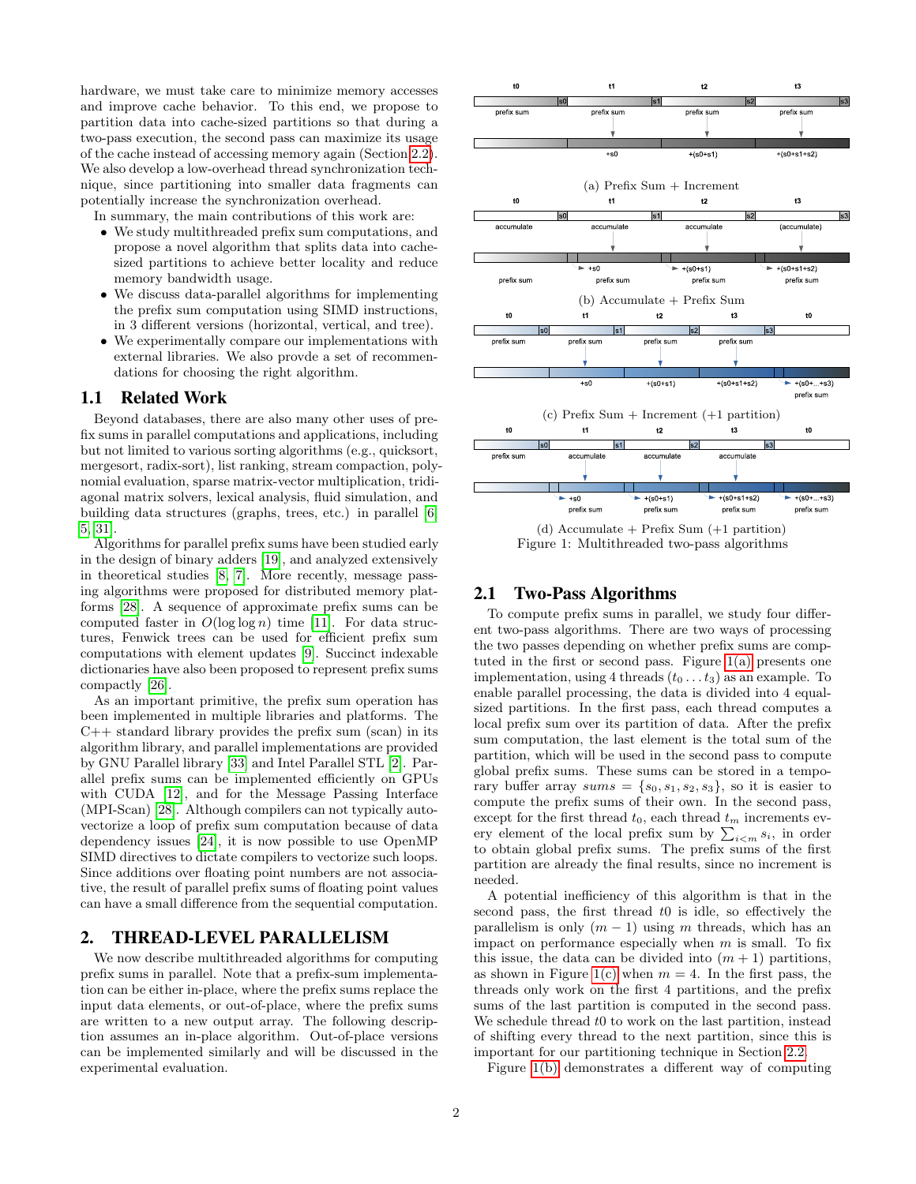hardware, we must take care to minimize memory accesses and improve cache behavior. To this end, we propose to partition data into cache-sized partitions so that during a two-pass execution, the second pass can maximize its usage of the cache instead of accessing memory again (Section 2.2). We also develop a low-overhead thread synchronization technique, since partitioning into smaller data fragments can potentially increase the synchronization overhead.

In summary, the main contributions of this work are:

- We study multithreaded prefix sum computations, and propose a novel algorithm that splits data into cache-sized partitions to achieve better locality and reduce memory bandwidth usage.
- We discuss data-parallel algorithms for implementing the prefix sum computation using SIMD instructions, in 3 different versions (horizontal, vertical, and tree).
- We experimentally compare our implementations with external libraries. We also provde a set of recommendations for choosing the right algorithm.

## 1.1 Related Work

Beyond databases, there are also many other uses of prefix sums in parallel computations and applications, including but not limited to various sorting algorithms (e.g., quicksort, mergesort, radix-sort), list ranking, stream compaction, polynomial evaluation, sparse matrix-vector multiplication, tridiagonal matrix solvers, lexical analysis, fluid simulation, and building data structures (graphs, trees, etc.) in parallel [6, 5, 31].

Algorithms for parallel prefix sums have been studied early in the design of binary adders [19], and analyzed extensively in theoretical studies [8, 7]. More recently, message passing algorithms were proposed for distributed memory platforms [28]. A sequence of approximate prefix sums can be computed faster in $O(\log \log n)$ time [11]. For data structures, Fenwick trees can be used for efficient prefix sum computations with element updates [9]. Succinct indexable dictionaries have also been proposed to represent prefix sums compactly [26].

As an important primitive, the prefix sum operation has been implemented in multiple libraries and platforms. The C++ standard library provides the prefix sum (scan) in its algorithm library, and parallel implementations are provided by GNU Parallel library [33] and Intel Parallel STL [2]. Parallel prefix sums can be implemented efficiently on GPUs with CUDA [12], and for the Message Passing Interface (MPI-Scan) [28]. Although compilers can not typically auto-vectorize a loop of prefix sum computation because of data dependency issues [24], it is now possible to use OpenMP SIMD directives to dictate compilers to vectorize such loops. Since additions over floating point numbers are not associative, the result of parallel prefix sums of floating point values can have a small difference from the sequential computation.

# 2. THREAD-LEVEL PARALLELISM

We now describe multithreaded algorithms for computing prefix sums in parallel. Note that a prefix-sum implementation can be either in-place, where the prefix sums replace the input data elements, or out-of-place, where the prefix sums are written to a new output array. The following description assumes an in-place algorithm. Out-of-place versions can be implemented similarly and will be discussed in the experimental evaluation.

(a) Prefix Sum + Increment

(b) Accumulate + Prefix Sum

(c) Prefix Sum + Increment (+1 partition)

(d) Accumulate + Prefix Sum (+1 partition)

Figure 1: Multithreaded two-pass algorithms

## 2.1 Two-Pass Algorithms

To compute prefix sums in parallel, we study four different two-pass algorithms. There are two ways of processing the two passes depending on whether prefix sums are computed in the first or second pass. Figure 1(a) presents one implementation, using 4 threads ($t_0 \ldots t_3$) as an example. To enable parallel processing, the data is divided into 4 equal-sized partitions. In the first pass, each thread computes a local prefix sum over its partition of data. After the prefix sum computation, the last element is the total sum of the partition, which will be used in the second pass to compute global prefix sums. These sums can be stored in a temporary buffer array $sums = \{s_0, s_1, s_2, s_3\}$, so it is easier to compute the prefix sums of their own. In the second pass, except for the first thread $t_0$, each thread $t_m$ increments every element of the local prefix sum by $\sum_{i<m} s_i$, in order to obtain global prefix sums. The prefix sums of the first partition are already the final results, since no increment is needed.

A potential inefficiency of this algorithm is that in the second pass, the first thread $t0$ is idle, so effectively the parallelism is only $(m-1)$ using $m$ threads, which has an impact on performance especially when $m$ is small. To fix this issue, the data can be divided into $(m+1)$ partitions, as shown in Figure 1(c) when $m = 4$. In the first pass, the threads only work on the first 4 partitions, and the prefix sums of the last partition is computed in the second pass. We schedule thread $t0$ to work on the last partition, instead of shifting every thread to the next partition, since this is important for our partitioning technique in Section 2.2.

Figure 1(b) demonstrates a different way of computing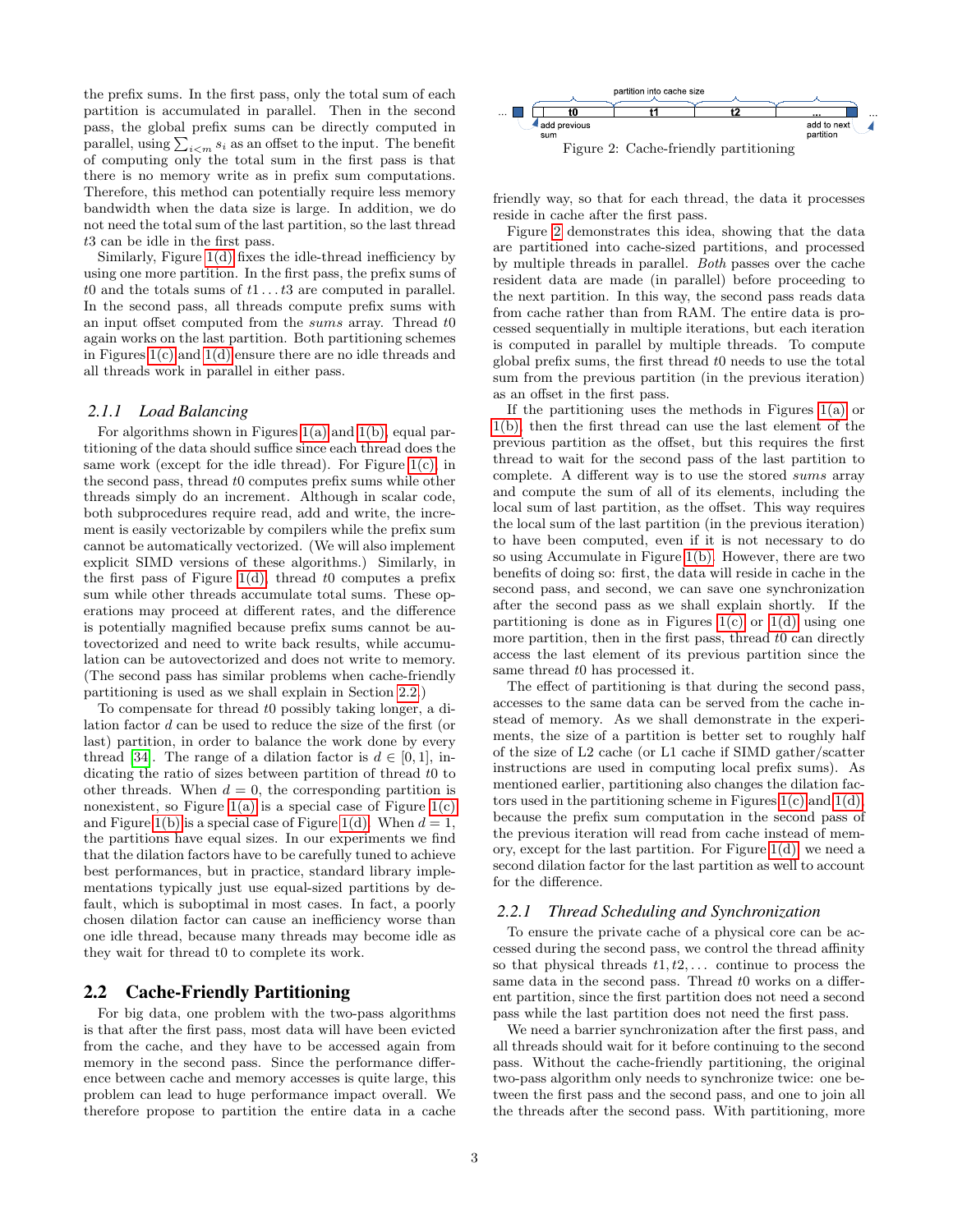the prefix sums. In the first pass, only the total sum of each partition is accumulated in parallel. Then in the second pass, the global prefix sums can be directly computed in parallel, using $\sum_{i<m} s_i$ as an offset to the input. The benefit of computing only the total sum in the first pass is that there is no memory write as in prefix sum computations. Therefore, this method can potentially require less memory bandwidth when the data size is large. In addition, we do not need the total sum of the last partition, so the last thread $t3$ can be idle in the first pass.

Similarly, Figure 1(d) fixes the idle-thread inefficiency by using one more partition. In the first pass, the prefix sums of $t0$ and the totals sums of $t1 \ldots t3$ are computed in parallel. In the second pass, all threads compute prefix sums with an input offset computed from the *sums* array. Thread $t0$ again works on the last partition. Both partitioning schemes in Figures 1(c) and 1(d) ensure there are no idle threads and all threads work in parallel in either pass.

### 2.1.1 *Load Balancing*

For algorithms shown in Figures 1(a) and 1(b), equal partitioning of the data should suffice since each thread does the same work (except for the idle thread). For Figure 1(c), in the second pass, thread $t0$ computes prefix sums while other threads simply do an increment. Although in scalar code, both subprocedures require read, add and write, the increment is easily vectorizable by compilers while the prefix sum cannot be automatically vectorized. (We will also implement explicit SIMD versions of these algorithms.) Similarly, in the first pass of Figure 1(d), thread $t0$ computes a prefix sum while other threads accumulate total sums. These operations may proceed at different rates, and the difference is potentially magnified because prefix sums cannot be autovectorized and need to write back results, while accumulation can be autovectorized and does not write to memory. (The second pass has similar problems when cache-friendly partitioning is used as we shall explain in Section 2.2.)

To compensate for thread $t0$ possibly taking longer, a dilation factor $d$ can be used to reduce the size of the first (or last) partition, in order to balance the work done by every thread [34]. The range of a dilation factor is $d \in [0, 1]$, indicating the ratio of sizes between partition of thread $t0$ to other threads. When $d = 0$, the corresponding partition is nonexistent, so Figure 1(a) is a special case of Figure 1(c) and Figure 1(b) is a special case of Figure 1(d). When $d = 1$, the partitions have equal sizes. In our experiments we find that the dilation factors have to be carefully tuned to achieve best performances, but in practice, standard library implementations typically just use equal-sized partitions by default, which is suboptimal in most cases. In fact, a poorly chosen dilation factor can cause an inefficiency worse than one idle thread, because many threads may become idle as they wait for thread t0 to complete its work.

## 2.2 Cache-Friendly Partitioning

For big data, one problem with the two-pass algorithms is that after the first pass, most data will have been evicted from the cache, and they have to be accessed again from memory in the second pass. Since the performance difference between cache and memory accesses is quite large, this problem can lead to huge performance impact overall. We therefore propose to partition the entire data in a cache friendly way, so that for each thread, the data it processes reside in cache after the first pass.

Figure 2: Cache-friendly partitioning

Figure 2 demonstrates this idea, showing that the data are partitioned into cache-sized partitions, and processed by multiple threads in parallel. *Both* passes over the cache resident data are made (in parallel) before proceeding to the next partition. In this way, the second pass reads data from cache rather than from RAM. The entire data is processed sequentially in multiple iterations, but each iteration is computed in parallel by multiple threads. To compute global prefix sums, the first thread $t0$ needs to use the total sum from the previous partition (in the previous iteration) as an offset in the first pass.

If the partitioning uses the methods in Figures 1(a) or 1(b), then the first thread can use the last element of the previous partition as the offset, but this requires the first thread to wait for the second pass of the last partition to complete. A different way is to use the stored *sums* array and compute the sum of all of its elements, including the local sum of last partition, as the offset. This way requires the local sum of the last partition (in the previous iteration) to have been computed, even if it is not necessary to do so using Accumulate in Figure 1(b). However, there are two benefits of doing so: first, the data will reside in cache in the second pass, and second, we can save one synchronization after the second pass as we shall explain shortly. If the partitioning is done as in Figures 1(c) or 1(d) using one more partition, then in the first pass, thread $t0$ can directly access the last element of its previous partition since the same thread $t0$ has processed it.

The effect of partitioning is that during the second pass, accesses to the same data can be served from the cache instead of memory. As we shall demonstrate in the experiments, the size of a partition is better set to roughly half of the size of L2 cache (or L1 cache if SIMD gather/scatter instructions are used in computing local prefix sums). As mentioned earlier, partitioning also changes the dilation factors used in the partitioning scheme in Figures 1(c) and 1(d), because the prefix sum computation in the second pass of the previous iteration will read from cache instead of memory, except for the last partition. For Figure 1(d), we need a second dilation factor for the last partition as well to account for the difference.

### 2.2.1 *Thread Scheduling and Synchronization*

To ensure the private cache of a physical core can be accessed during the second pass, we control the thread affinity so that physical threads $t1, t2, \ldots$ continue to process the same data in the second pass. Thread $t0$ works on a different partition, since the first partition does not need a second pass while the last partition does not need the first pass.

We need a barrier synchronization after the first pass, and all threads should wait for it before continuing to the second pass. Without the cache-friendly partitioning, the original two-pass algorithm only needs to synchronize twice: one between the first pass and the second pass, and one to join all the threads after the second pass. With partitioning, more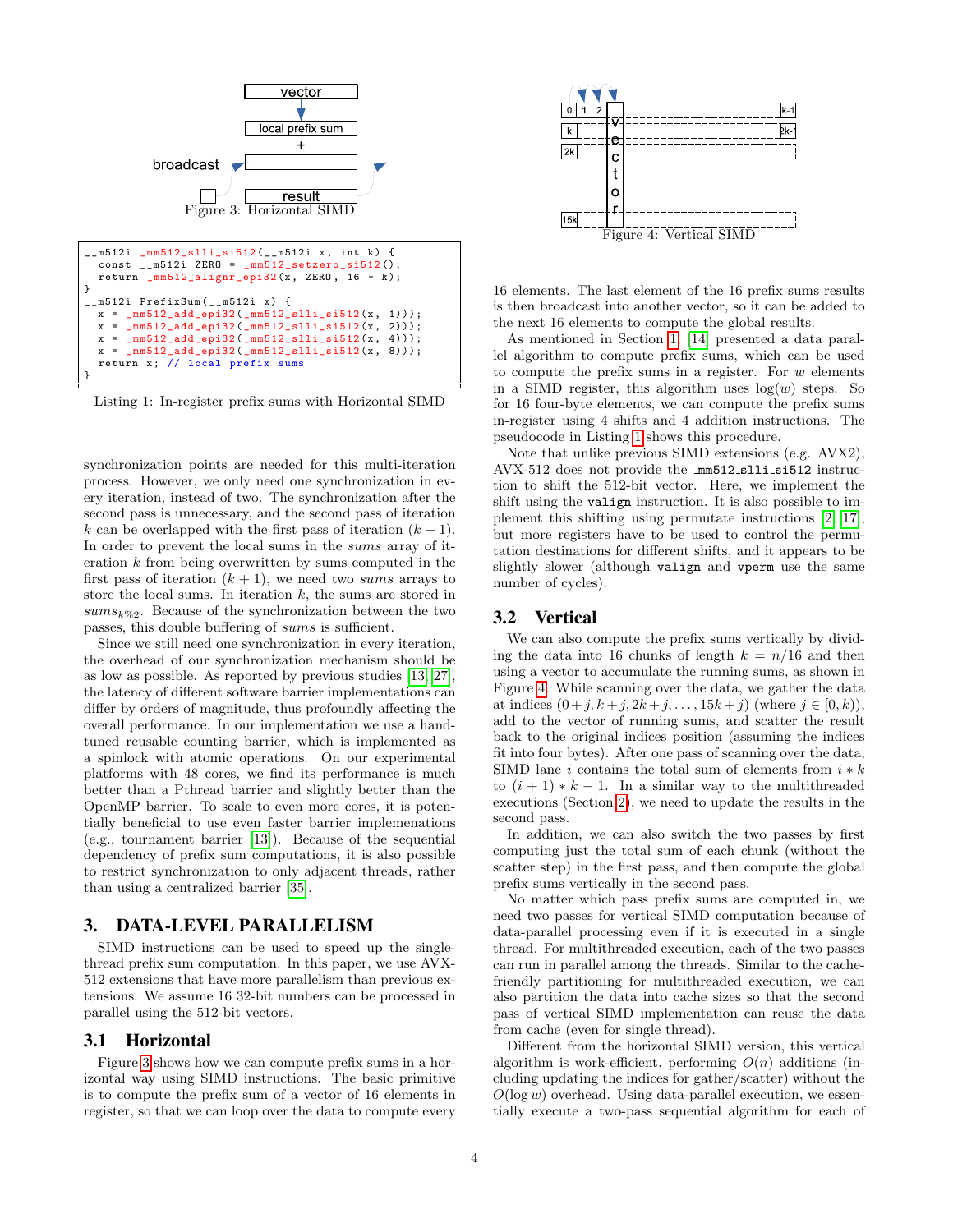Figure 3: Horizontal SIMD

```
__m512i _mm512_slli_si512(__m512i x, int k) {
  const __m512i ZERO = _mm512_setzero_si512();
  return _mm512_alignr_epi32(x, ZERO, 16 - k);
}
__m512i PrefixSum(__m512i x) {
  x = _mm512_add_epi32(_mm512_slli_si512(x, 1)));
  x = _mm512_add_epi32(_mm512_slli_si512(x, 2)));
  x = _mm512_add_epi32(_mm512_slli_si512(x, 4)));
  x = _mm512_add_epi32(_mm512_slli_si512(x, 8)));
  return x; // local prefix sums
}
```

Listing 1: In-register prefix sums with Horizontal SIMD

synchronization points are needed for this multi-iteration process. However, we only need one synchronization in every iteration, instead of two. The synchronization after the second pass is unnecessary, and the second pass of iteration $k$ can be overlapped with the first pass of iteration $(k + 1)$. In order to prevent the local sums in the *sums* array of iteration $k$ from being overwritten by sums computed in the first pass of iteration $(k + 1)$, we need two *sums* arrays to store the local sums. In iteration $k$, the sums are stored in $sums_{k\%2}$. Because of the synchronization between the two passes, this double buffering of *sums* is sufficient.

Since we still need one synchronization in every iteration, the overhead of our synchronization mechanism should be as low as possible. As reported by previous studies [13, 27], the latency of different software barrier implementations can differ by orders of magnitude, thus profoundly affecting the overall performance. In our implementation we use a hand-tuned reusable counting barrier, which is implemented as a spinlock with atomic operations. On our experimental platforms with 48 cores, we find its performance is much better than a Pthread barrier and slightly better than the OpenMP barrier. To scale to even more cores, it is potentially beneficial to use even faster barrier implemenations (e.g., tournament barrier [13]). Because of the sequential dependency of prefix sum computations, it is also possible to restrict synchronization to only adjacent threads, rather than using a centralized barrier [35].

# 3. DATA-LEVEL PARALLELISM

SIMD instructions can be used to speed up the single-thread prefix sum computation. In this paper, we use AVX-512 extensions that have more parallelism than previous extensions. We assume 16 32-bit numbers can be processed in parallel using the 512-bit vectors.

## 3.1 Horizontal

Figure 3 shows how we can compute prefix sums in a horizontal way using SIMD instructions. The basic primitive is to compute the prefix sum of a vector of 16 elements in register, so that we can loop over the data to compute every 16 elements. The last element of the 16 prefix sums results is then broadcast into another vector, so it can be added to the next 16 elements to compute the global results.

As mentioned in Section 1, [14] presented a data parallel algorithm to compute prefix sums, which can be used to compute the prefix sums in a register. For $w$ elements in a SIMD register, this algorithm uses $\log(w)$ steps. So for 16 four-byte elements, we can compute the prefix sums in-register using 4 shifts and 4 addition instructions. The pseudocode in Listing 1 shows this procedure.

Note that unlike previous SIMD extensions (e.g. AVX2), AVX-512 does not provide the `_mm512_slli_si512` instruction to shift the 512-bit vector. Here, we implement the shift using the `valign` instruction. It is also possible to implement this shifting using permutate instructions [2, 17], but more registers have to be used to control the permutation destinations for different shifts, and it appears to be slightly slower (although `valign` and `vperm` use the same number of cycles).

Figure 4: Vertical SIMD

## 3.2 Vertical

We can also compute the prefix sums vertically by dividing the data into 16 chunks of length $k = n/16$ and then using a vector to accumulate the running sums, as shown in Figure 4. While scanning over the data, we gather the data at indices $(0+j, k+j, 2k+j, \ldots, 15k+j)$ (where $j \in [0, k)$), add to the vector of running sums, and scatter the result back to the original indices position (assuming the indices fit into four bytes). After one pass of scanning over the data, SIMD lane $i$ contains the total sum of elements from $i * k$ to $(i + 1) * k - 1$. In a similar way to the multithreaded executions (Section 2), we need to update the results in the second pass.

In addition, we can also switch the two passes by first computing just the total sum of each chunk (without the scatter step) in the first pass, and then compute the global prefix sums vertically in the second pass.

No matter which pass prefix sums are computed in, we need two passes for vertical SIMD computation because of data-parallel processing even if it is executed in a single thread. For multithreaded execution, each of the two passes can run in parallel among the threads. Similar to the cache-friendly partitioning for multithreaded execution, we can also partition the data into cache sizes so that the second pass of vertical SIMD implementation can reuse the data from cache (even for single thread).

Different from the horizontal SIMD version, this vertical algorithm is work-efficient, performing $O(n)$ additions (including updating the indices for gather/scatter) without the $O(\log w)$ overhead. Using data-parallel execution, we essentially execute a two-pass sequential algorithm for each of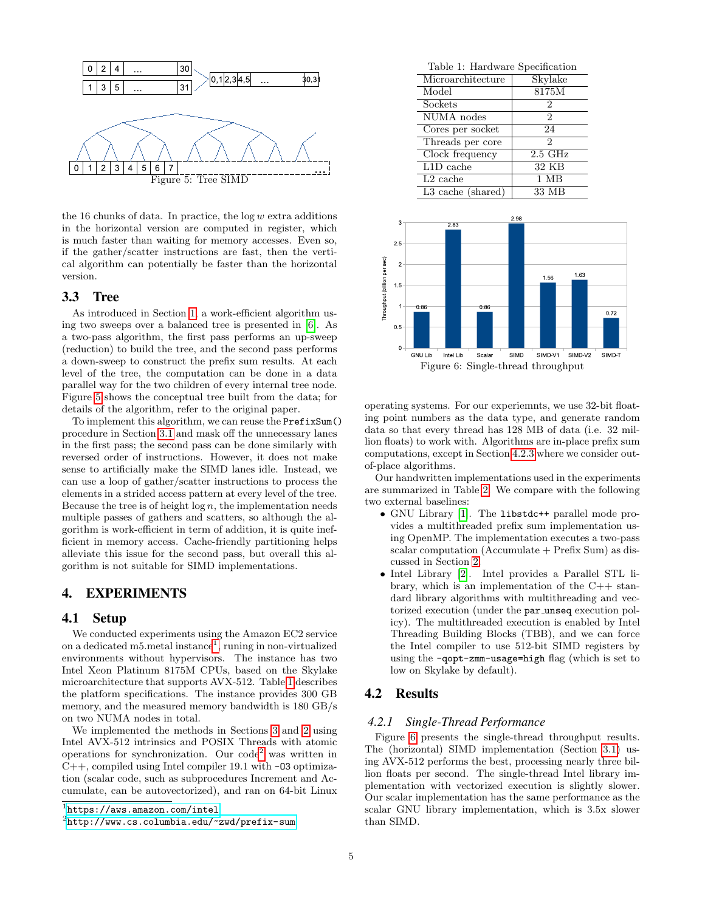Figure 5: Tree SIMD

the 16 chunks of data. In practice, the $\log w$ extra additions in the horizontal version are computed in register, which is much faster than waiting for memory accesses. Even so, if the gather/scatter instructions are fast, then the vertical algorithm can potentially be faster than the horizontal version.

## 3.3 Tree

As introduced in Section 1, a work-efficient algorithm using two sweeps over a balanced tree is presented in [6]. As a two-pass algorithm, the first pass performs an up-sweep (reduction) to build the tree, and the second pass performs a down-sweep to construct the prefix sum results. At each level of the tree, the computation can be done in a data parallel way for the two children of every internal tree node. Figure 5 shows the conceptual tree built from the data; for details of the algorithm, refer to the original paper.

To implement this algorithm, we can reuse the `PrefixSum()` procedure in Section 3.1 and mask off the unnecessary lanes in the first pass; the second pass can be done similarly with reversed order of instructions. However, it does not make sense to artificially make the SIMD lanes idle. Instead, we can use a loop of gather/scatter instructions to process the elements in a strided access pattern at every level of the tree. Because the tree is of height $\log n$, the implementation needs multiple passes of gathers and scatters, so although the algorithm is work-efficient in term of addition, it is quite inefficient in memory access. Cache-friendly partitioning helps alleviate this issue for the second pass, but overall this algorithm is not suitable for SIMD implementations.

# 4. EXPERIMENTS

## 4.1 Setup

We conducted experiments using the Amazon EC2 service on a dedicated m5.metal instance[1], runing in non-virtualized environments without hypervisors. The instance has two Intel Xeon Platinum 8175M CPUs, based on the Skylake microarchitecture that supports AVX-512. Table 1 describes the platform specifications. The instance provides 300 GB memory, and the measured memory bandwidth is 180 GB/s on two NUMA nodes in total.

We implemented the methods in Sections 3 and 2 using Intel AVX-512 intrinsics and POSIX Threads with atomic operations for synchronization. Our code[2] was written in C++, compiled using Intel compiler 19.1 with `-O3` optimization (scalar code, such as subprocedures Increment and Accumulate, can be autovectorized), and ran on 64-bit Linux operating systems. For our experiemnts, we use 32-bit floating point numbers as the data type, and generate random data so that every thread has 128 MB of data (i.e. 32 million floats) to work with. Algorithms are in-place prefix sum computations, except in Section 4.2.3 where we consider out-of-place algorithms.

[1] https://aws.amazon.com/intel

[2] http://www.cs.columbia.edu/~zwd/prefix-sum

Table 1: Hardware Specification

| Microarchitecture | Skylake |
|---|---|
| Model | 8175M |
| Sockets | 2 |
| NUMA nodes | 2 |
| Cores per socket | 24 |
| Threads per core | 2 |
| Clock frequency | 2.5 GHz |
| L1D cache | 32 KB |
| L2 cache | 1 MB |
| L3 cache (shared) | 33 MB |

Figure 6: Single-thread throughput

Our handwritten implementations used in the experiments are summarized in Table 2. We compare with the following two external baselines:

- GNU Library [1]. The `libstdc++` parallel mode provides a multithreaded prefix sum implementation using OpenMP. The implementation executes a two-pass scalar computation (Accumulate + Prefix Sum) as discussed in Section 2.
- Intel Library [2]. Intel provides a Parallel STL library, which is an implementation of the C++ standard library algorithms with multithreading and vectorized execution (under the `par_unseq` execution policy). The multithreaded execution is enabled by Intel Threading Building Blocks (TBB), and we can force the Intel compiler to use 512-bit SIMD registers by using the `-qopt-zmm-usage=high` flag (which is set to low on Skylake by default).

## 4.2 Results

### *4.2.1 Single-Thread Performance*

Figure 6 presents the single-thread throughput results. The (horizontal) SIMD implementation (Section 3.1) using AVX-512 performs the best, processing nearly three billion floats per second. The single-thread Intel library implementation with vectorized execution is slightly slower. Our scalar implementation has the same performance as the scalar GNU library implementation, which is 3.5x slower than SIMD.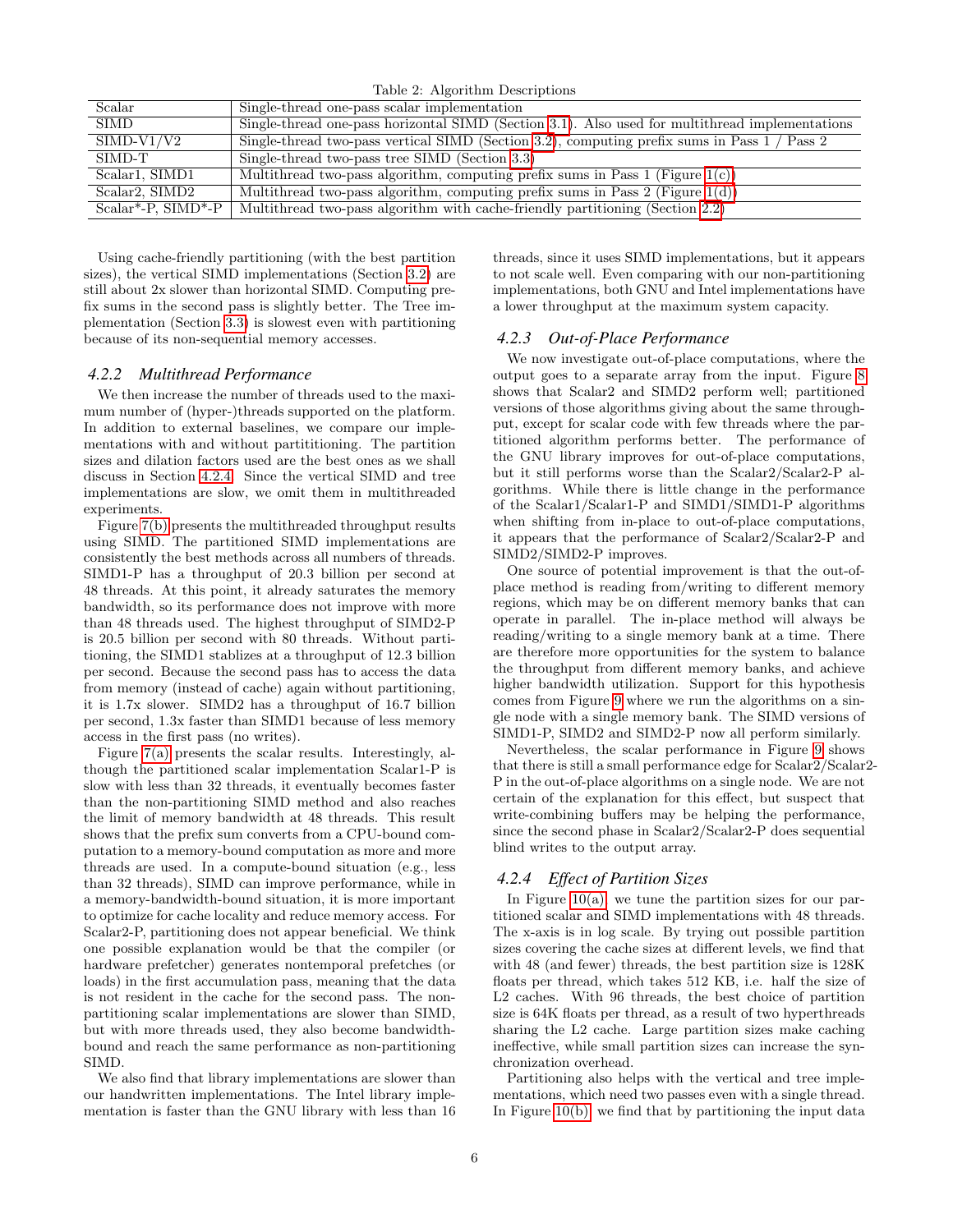Table 2: Algorithm Descriptions

| | |
|---|---|
| Scalar | Single-thread one-pass scalar implementation |
| SIMD | Single-thread one-pass horizontal SIMD (Section 3.1). Also used for multithread implementations |
| SIMD-V1/V2 | Single-thread two-pass vertical SIMD (Section 3.2), computing prefix sums in Pass 1 / Pass 2 |
| SIMD-T | Single-thread two-pass tree SIMD (Section 3.3) |
| Scalar1, SIMD1 | Multithread two-pass algorithm, computing prefix sums in Pass 1 (Figure 1(c)) |
| Scalar2, SIMD2 | Multithread two-pass algorithm, computing prefix sums in Pass 2 (Figure 1(d)) |
| Scalar*-P, SIMD*-P | Multithread two-pass algorithm with cache-friendly partitioning (Section 2.2) |

Using cache-friendly partitioning (with the best partition sizes), the vertical SIMD implementations (Section 3.2) are still about 2x slower than horizontal SIMD. Computing prefix sums in the second pass is slightly better. The Tree implementation (Section 3.3) is slowest even with partitioning because of its non-sequential memory accesses.

### 4.2.2 Multithread Performance

We then increase the number of threads used to the maximum number of (hyper-)threads supported on the platform. In addition to external baselines, we compare our implementations with and without partititioning. The partition sizes and dilation factors used are the best ones as we shall discuss in Section 4.2.4. Since the vertical SIMD and tree implementations are slow, we omit them in multithreaded experiments.

Figure 7(b) presents the multithreaded throughput results using SIMD. The partitioned SIMD implementations are consistently the best methods across all numbers of threads. SIMD1-P has a throughput of 20.3 billion per second at 48 threads. At this point, it already saturates the memory bandwidth, so its performance does not improve with more than 48 threads used. The highest throughput of SIMD2-P is 20.5 billion per second with 80 threads. Without partitioning, the SIMD1 stablizes at a throughput of 12.3 billion per second. Because the second pass has to access the data from memory (instead of cache) again without partitioning, it is 1.7x slower. SIMD2 has a throughput of 16.7 billion per second, 1.3x faster than SIMD1 because of less memory access in the first pass (no writes).

Figure 7(a) presents the scalar results. Interestingly, although the partitioned scalar implementation Scalar1-P is slow with less than 32 threads, it eventually becomes faster than the non-partitioning SIMD method and also reaches the limit of memory bandwidth at 48 threads. This result shows that the prefix sum converts from a CPU-bound computation to a memory-bound computation as more and more threads are used. In a compute-bound situation (e.g., less than 32 threads), SIMD can improve performance, while in a memory-bandwidth-bound situation, it is more important to optimize for cache locality and reduce memory access. For Scalar2-P, partitioning does not appear beneficial. We think one possible explanation would be that the compiler (or hardware prefetcher) generates nontemporal prefetches (or loads) in the first accumulation pass, meaning that the data is not resident in the cache for the second pass. The non-partitioning scalar implementations are slower than SIMD, but with more threads used, they also become bandwidth-bound and reach the same performance as non-partitioning SIMD.

We also find that library implementations are slower than our handwritten implementations. The Intel library implementation is faster than the GNU library with less than 16 threads, since it uses SIMD implementations, but it appears to not scale well. Even comparing with our non-partitioning implementations, both GNU and Intel implementations have a lower throughput at the maximum system capacity.

### 4.2.3 Out-of-Place Performance

We now investigate out-of-place computations, where the output goes to a separate array from the input. Figure 8 shows that Scalar2 and SIMD2 perform well; partitioned versions of those algorithms giving about the same throughput, except for scalar code with few threads where the partitioned algorithm performs better. The performance of the GNU library improves for out-of-place computations, but it still performs worse than the Scalar2/Scalar2-P algorithms. While there is little change in the performance of the Scalar1/Scalar1-P and SIMD1/SIMD1-P algorithms when shifting from in-place to out-of-place computations, it appears that the performance of Scalar2/Scalar2-P and SIMD2/SIMD2-P improves.

One source of potential improvement is that the out-of-place method is reading from/writing to different memory regions, which may be on different memory banks that can operate in parallel. The in-place method will always be reading/writing to a single memory bank at a time. There are therefore more opportunities for the system to balance the throughput from different memory banks, and achieve higher bandwidth utilization. Support for this hypothesis comes from Figure 9 where we run the algorithms on a single node with a single memory bank. The SIMD versions of SIMD1-P, SIMD2 and SIMD2-P now all perform similarly.

Nevertheless, the scalar performance in Figure 9 shows that there is still a small performance edge for Scalar2/Scalar2-P in the out-of-place algorithms on a single node. We are not certain of the explanation for this effect, but suspect that write-combining buffers may be helping the performance, since the second phase in Scalar2/Scalar2-P does sequential blind writes to the output array.

### 4.2.4 Effect of Partition Sizes

In Figure 10(a), we tune the partition sizes for our partitioned scalar and SIMD implementations with 48 threads. The x-axis is in log scale. By trying out possible partition sizes covering the cache sizes at different levels, we find that with 48 (and fewer) threads, the best partition size is 128K floats per thread, which takes 512 KB, i.e. half the size of L2 caches. With 96 threads, the best choice of partition size is 64K floats per thread, as a result of two hyperthreads sharing the L2 cache. Large partition sizes make caching ineffective, while small partition sizes can increase the synchronization overhead.

Partitioning also helps with the vertical and tree implementations, which need two passes even with a single thread. In Figure 10(b), we find that by partitioning the input data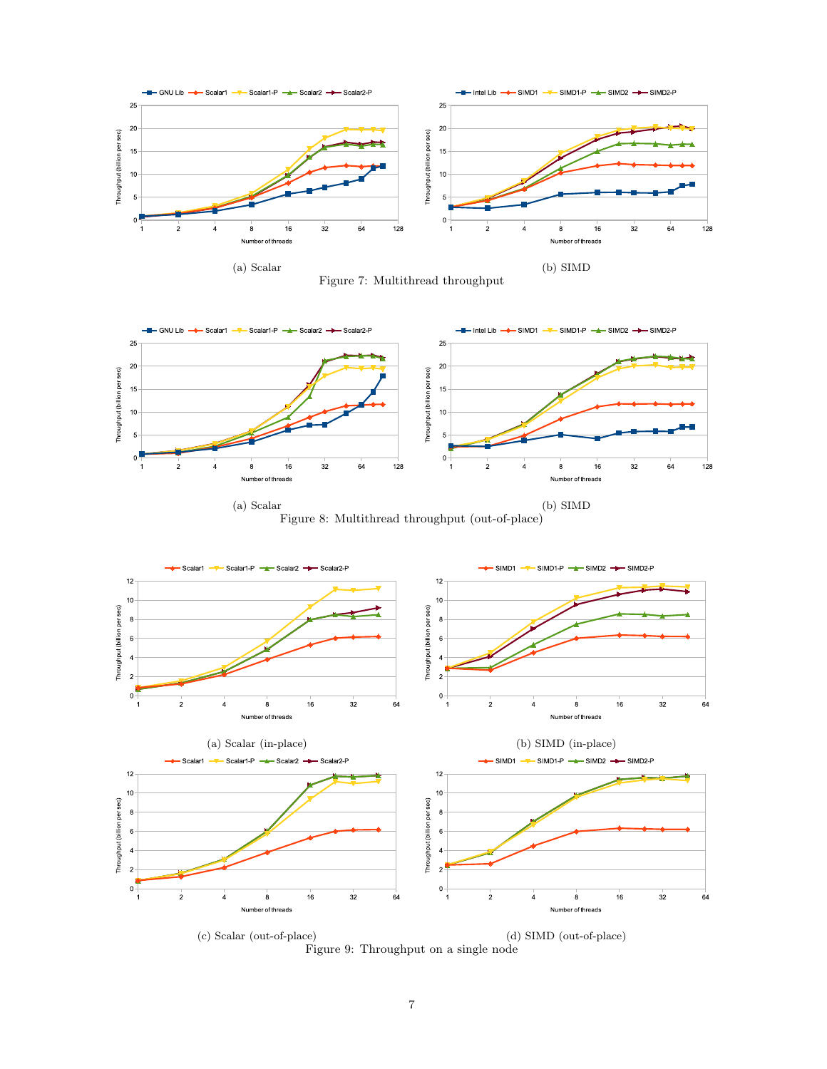(a) Scalar

(b) SIMD

Figure 7: Multithread throughput

(a) Scalar

(b) SIMD

Figure 8: Multithread throughput (out-of-place)

(a) Scalar (in-place)

(b) SIMD (in-place)

(c) Scalar (out-of-place)

(d) SIMD (out-of-place)

Figure 9: Throughput on a single node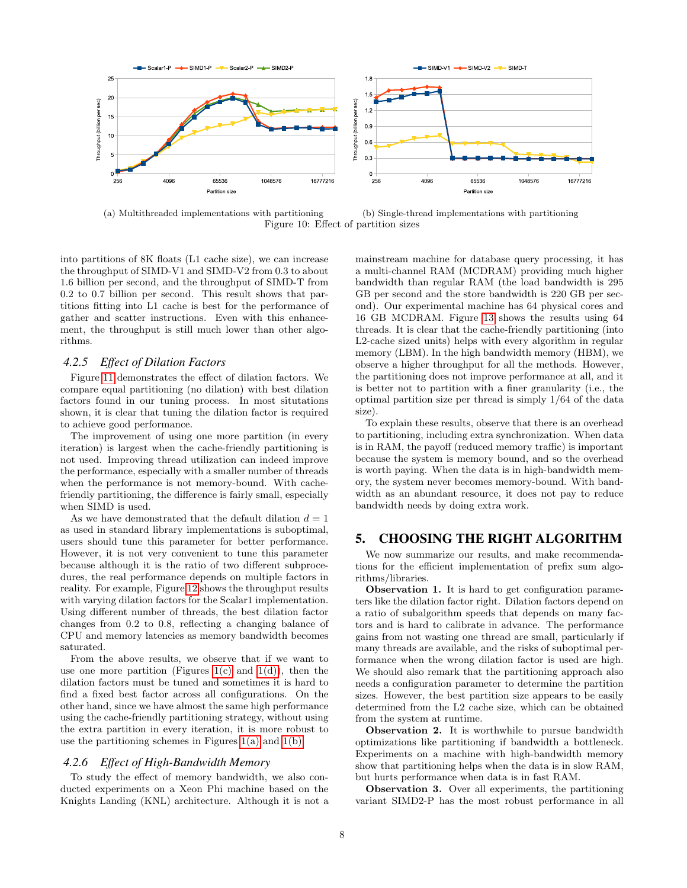(a) Multithreaded implementations with partitioning

(b) Single-thread implementations with partitioning

Figure 10: Effect of partition sizes

into partitions of 8K floats (L1 cache size), we can increase the throughput of SIMD-V1 and SIMD-V2 from 0.3 to about 1.6 billion per second, and the throughput of SIMD-T from 0.2 to 0.7 billion per second. This result shows that partitions fitting into L1 cache is best for the performance of gather and scatter instructions. Even with this enhancement, the throughput is still much lower than other algorithms.

### 4.2.5 Effect of Dilation Factors

Figure 11 demonstrates the effect of dilation factors. We compare equal partitioning (no dilation) with best dilation factors found in our tuning process. In most situtations shown, it is clear that tuning the dilation factor is required to achieve good performance.

The improvement of using one more partition (in every iteration) is largest when the cache-friendly partitioning is not used. Improving thread utilization can indeed improve the performance, especially with a smaller number of threads when the performance is not memory-bound. With cache-friendly partitioning, the difference is fairly small, especially when SIMD is used.

As we have demonstrated that the default dilation $d = 1$ as used in standard library implementations is suboptimal, users should tune this parameter for better performance. However, it is not very convenient to tune this parameter because although it is the ratio of two different subprocedures, the real performance depends on multiple factors in reality. For example, Figure 12 shows the throughput results with varying dilation factors for the Scalar1 implementation. Using different number of threads, the best dilation factor changes from 0.2 to 0.8, reflecting a changing balance of CPU and memory latencies as memory bandwidth becomes saturated.

From the above results, we observe that if we want to use one more partition (Figures 1(c) and 1(d)), then the dilation factors must be tuned and sometimes it is hard to find a fixed best factor across all configurations. On the other hand, since we have almost the same high performance using the cache-friendly partitioning strategy, without using the extra partition in every iteration, it is more robust to use the partitioning schemes in Figures 1(a) and 1(b).

### 4.2.6 Effect of High-Bandwidth Memory

To study the effect of memory bandwidth, we also conducted experiments on a Xeon Phi machine based on the Knights Landing (KNL) architecture. Although it is not a mainstream machine for database query processing, it has a multi-channel RAM (MCDRAM) providing much higher bandwidth than regular RAM (the load bandwidth is 295 GB per second and the store bandwidth is 220 GB per second). Our experimental machine has 64 physical cores and 16 GB MCDRAM. Figure 13 shows the results using 64 threads. It is clear that the cache-friendly partitioning (into L2-cache sized units) helps with every algorithm in regular memory (LBM). In the high bandwidth memory (HBM), we observe a higher throughput for all the methods. However, the partitioning does not improve performance at all, and it is better not to partition with a finer granularity (i.e., the optimal partition size per thread is simply 1/64 of the data size).

To explain these results, observe that there is an overhead to partitioning, including extra synchronization. When data is in RAM, the payoff (reduced memory traffic) is important because the system is memory bound, and so the overhead is worth paying. When the data is in high-bandwidth memory, the system never becomes memory-bound. With bandwidth as an abundant resource, it does not pay to reduce bandwidth needs by doing extra work.

## 5. CHOOSING THE RIGHT ALGORITHM

We now summarize our results, and make recommendations for the efficient implementation of prefix sum algorithms/libraries.

**Observation 1.** It is hard to get configuration parameters like the dilation factor right. Dilation factors depend on a ratio of subalgorithm speeds that depends on many factors and is hard to calibrate in advance. The performance gains from not wasting one thread are small, particularly if many threads are available, and the risks of suboptimal performance when the wrong dilation factor is used are high. We should also remark that the partitioning approach also needs a configuration parameter to determine the partition sizes. However, the best partition size appears to be easily determined from the L2 cache size, which can be obtained from the system at runtime.

**Observation 2.** It is worthwhile to pursue bandwidth optimizations like partitioning if bandwidth a bottleneck. Experiments on a machine with high-bandwidth memory show that partitioning helps when the data is in slow RAM, but hurts performance when data is in fast RAM.

**Observation 3.** Over all experiments, the partitioning variant SIMD2-P has the most robust performance in all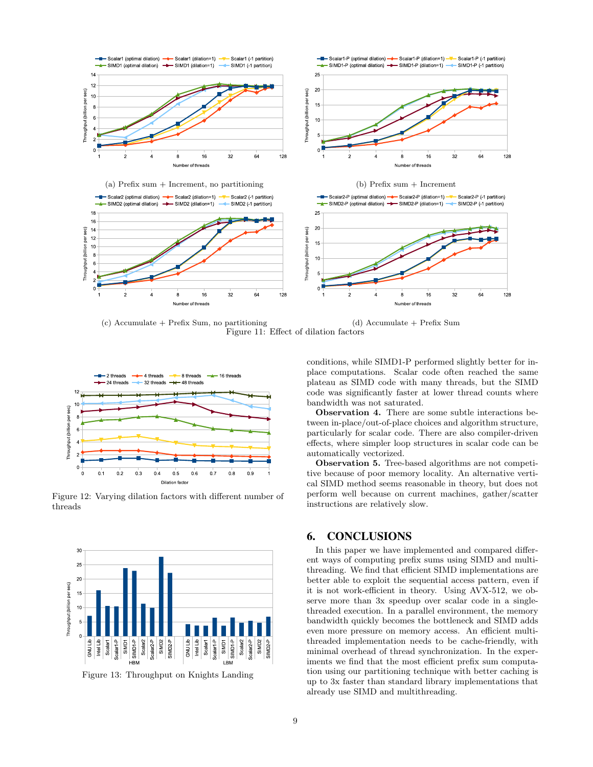(a) Prefix sum + Increment, no partitioning

(b) Prefix sum + Increment

(c) Accumulate + Prefix Sum, no partitioning

(d) Accumulate + Prefix Sum

Figure 11: Effect of dilation factors

Figure 12: Varying dilation factors with different number of threads

Figure 13: Throughput on Knights Landing

conditions, while SIMD1-P performed slightly better for in-place computations. Scalar code often reached the same plateau as SIMD code with many threads, but the SIMD code was significantly faster at lower thread counts where bandwidth was not saturated.

**Observation 4.** There are some subtle interactions between in-place/out-of-place choices and algorithm structure, particularly for scalar code. There are also compiler-driven effects, where simpler loop structures in scalar code can be automatically vectorized.

**Observation 5.** Tree-based algorithms are not competitive because of poor memory locality. An alternative vertical SIMD method seems reasonable in theory, but does not perform well because on current machines, gather/scatter instructions are relatively slow.

## 6. CONCLUSIONS

In this paper we have implemented and compared different ways of computing prefix sums using SIMD and multithreading. We find that efficient SIMD implementations are better able to exploit the sequential access pattern, even if it is not work-efficient in theory. Using AVX-512, we observe more than 3x speedup over scalar code in a single-threaded execution. In a parallel environment, the memory bandwidth quickly becomes the bottleneck and SIMD adds even more pressure on memory access. An efficient multithreaded implementation needs to be cache-friendly, with minimal overhead of thread synchronization. In the experiments we find that the most efficient prefix sum computation using our partitioning technique with better caching is up to 3x faster than standard library implementations that already use SIMD and multithreading.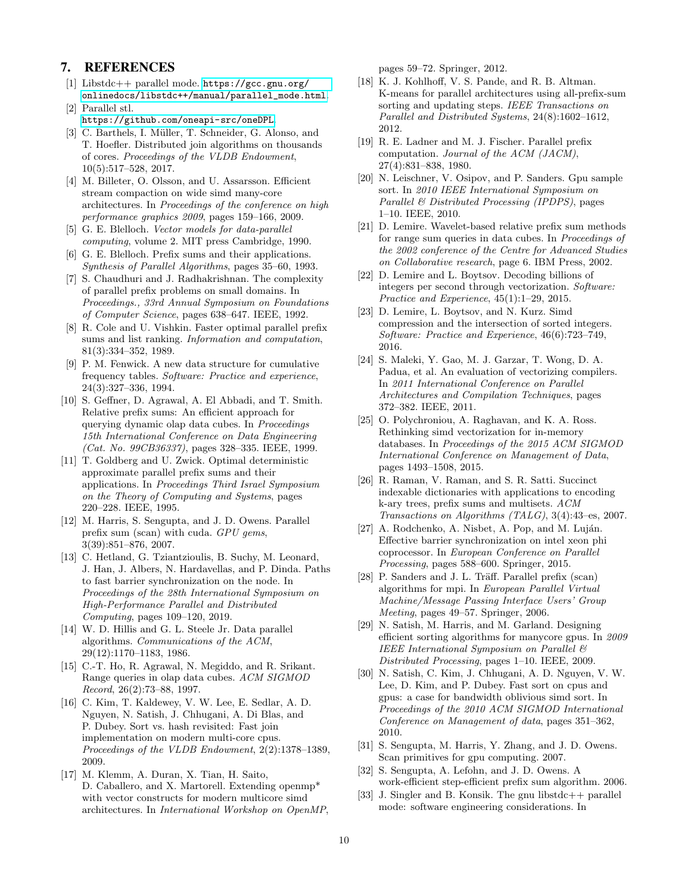## 7. REFERENCES

[1] Libstdc++ parallel mode. https://gcc.gnu.org/onlinedocs/libstdc++/manual/parallel_mode.html.

[2] Parallel stl. https://github.com/oneapi-src/oneDPL.

[3] C. Barthels, I. Müller, T. Schneider, G. Alonso, and T. Hoefler. Distributed join algorithms on thousands of cores. *Proceedings of the VLDB Endowment*, 10(5):517–528, 2017.

[4] M. Billeter, O. Olsson, and U. Assarsson. Efficient stream compaction on wide simd many-core architectures. In *Proceedings of the conference on high performance graphics 2009*, pages 159–166, 2009.

[5] G. E. Blelloch. *Vector models for data-parallel computing*, volume 2. MIT press Cambridge, 1990.

[6] G. E. Blelloch. Prefix sums and their applications. *Synthesis of Parallel Algorithms*, pages 35–60, 1993.

[7] S. Chaudhuri and J. Radhakrishnan. The complexity of parallel prefix problems on small domains. In *Proceedings., 33rd Annual Symposium on Foundations of Computer Science*, pages 638–647. IEEE, 1992.

[8] R. Cole and U. Vishkin. Faster optimal parallel prefix sums and list ranking. *Information and computation*, 81(3):334–352, 1989.

[9] P. M. Fenwick. A new data structure for cumulative frequency tables. *Software: Practice and experience*, 24(3):327–336, 1994.

[10] S. Geffner, D. Agrawal, A. El Abbadi, and T. Smith. Relative prefix sums: An efficient approach for querying dynamic olap data cubes. In *Proceedings 15th International Conference on Data Engineering (Cat. No. 99CB36337)*, pages 328–335. IEEE, 1999.

[11] T. Goldberg and U. Zwick. Optimal deterministic approximate parallel prefix sums and their applications. In *Proceedings Third Israel Symposium on the Theory of Computing and Systems*, pages 220–228. IEEE, 1995.

[12] M. Harris, S. Sengupta, and J. D. Owens. Parallel prefix sum (scan) with cuda. *GPU gems*, 3(39):851–876, 2007.

[13] C. Hetland, G. Tziantzioulis, B. Suchy, M. Leonard, J. Han, J. Albers, N. Hardavellas, and P. Dinda. Paths to fast barrier synchronization on the node. In *Proceedings of the 28th International Symposium on High-Performance Parallel and Distributed Computing*, pages 109–120, 2019.

[14] W. D. Hillis and G. L. Steele Jr. Data parallel algorithms. *Communications of the ACM*, 29(12):1170–1183, 1986.

[15] C.-T. Ho, R. Agrawal, N. Megiddo, and R. Srikant. Range queries in olap data cubes. *ACM SIGMOD Record*, 26(2):73–88, 1997.

[16] C. Kim, T. Kaldewey, V. W. Lee, E. Sedlar, A. D. Nguyen, N. Satish, J. Chhugani, A. Di Blas, and P. Dubey. Sort vs. hash revisited: Fast join implementation on modern multi-core cpus. *Proceedings of the VLDB Endowment*, 2(2):1378–1389, 2009.

[17] M. Klemm, A. Duran, X. Tian, H. Saito, D. Caballero, and X. Martorell. Extending openmp* with vector constructs for modern multicore simd architectures. In *International Workshop on OpenMP*, pages 59–72. Springer, 2012.

[18] K. J. Kohlhoff, V. S. Pande, and R. B. Altman. K-means for parallel architectures using all-prefix-sum sorting and updating steps. *IEEE Transactions on Parallel and Distributed Systems*, 24(8):1602–1612, 2012.

[19] R. E. Ladner and M. J. Fischer. Parallel prefix computation. *Journal of the ACM (JACM)*, 27(4):831–838, 1980.

[20] N. Leischner, V. Osipov, and P. Sanders. Gpu sample sort. In *2010 IEEE International Symposium on Parallel & Distributed Processing (IPDPS)*, pages 1–10. IEEE, 2010.

[21] D. Lemire. Wavelet-based relative prefix sum methods for range sum queries in data cubes. In *Proceedings of the 2002 conference of the Centre for Advanced Studies on Collaborative research*, page 6. IBM Press, 2002.

[22] D. Lemire and L. Boytsov. Decoding billions of integers per second through vectorization. *Software: Practice and Experience*, 45(1):1–29, 2015.

[23] D. Lemire, L. Boytsov, and N. Kurz. Simd compression and the intersection of sorted integers. *Software: Practice and Experience*, 46(6):723–749, 2016.

[24] S. Maleki, Y. Gao, M. J. Garzar, T. Wong, D. A. Padua, et al. An evaluation of vectorizing compilers. In *2011 International Conference on Parallel Architectures and Compilation Techniques*, pages 372–382. IEEE, 2011.

[25] O. Polychroniou, A. Raghavan, and K. A. Ross. Rethinking simd vectorization for in-memory databases. In *Proceedings of the 2015 ACM SIGMOD International Conference on Management of Data*, pages 1493–1508, 2015.

[26] R. Raman, V. Raman, and S. R. Satti. Succinct indexable dictionaries with applications to encoding k-ary trees, prefix sums and multisets. *ACM Transactions on Algorithms (TALG)*, 3(4):43–es, 2007.

[27] A. Rodchenko, A. Nisbet, A. Pop, and M. Luján. Effective barrier synchronization on intel xeon phi coprocessor. In *European Conference on Parallel Processing*, pages 588–600. Springer, 2015.

[28] P. Sanders and J. L. Träff. Parallel prefix (scan) algorithms for mpi. In *European Parallel Virtual Machine/Message Passing Interface Users' Group Meeting*, pages 49–57. Springer, 2006.

[29] N. Satish, M. Harris, and M. Garland. Designing efficient sorting algorithms for manycore gpus. In *2009 IEEE International Symposium on Parallel & Distributed Processing*, pages 1–10. IEEE, 2009.

[30] N. Satish, C. Kim, J. Chhugani, A. D. Nguyen, V. W. Lee, D. Kim, and P. Dubey. Fast sort on cpus and gpus: a case for bandwidth oblivious simd sort. In *Proceedings of the 2010 ACM SIGMOD International Conference on Management of data*, pages 351–362, 2010.

[31] S. Sengupta, M. Harris, Y. Zhang, and J. D. Owens. Scan primitives for gpu computing. 2007.

[32] S. Sengupta, A. Lefohn, and J. D. Owens. A work-efficient step-efficient prefix sum algorithm. 2006.

[33] J. Singler and B. Konsik. The gnu libstdc++ parallel mode: software engineering considerations. In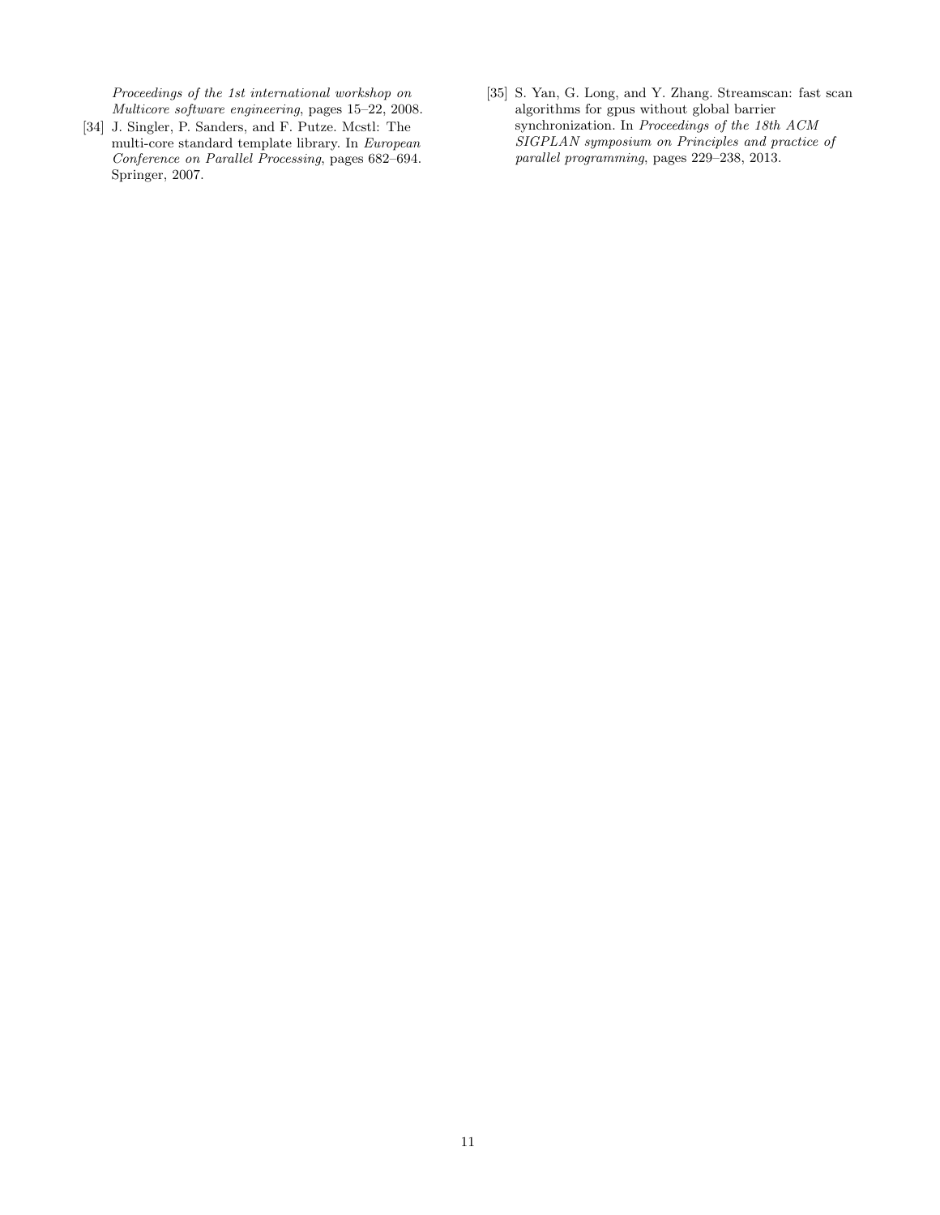*Proceedings of the 1st international workshop on Multicore software engineering*, pages 15–22, 2008.

[34] J. Singler, P. Sanders, and F. Putze. Mcstl: The multi-core standard template library. In *European Conference on Parallel Processing*, pages 682–694. Springer, 2007.

[35] S. Yan, G. Long, and Y. Zhang. Streamscan: fast scan algorithms for gpus without global barrier synchronization. In *Proceedings of the 18th ACM SIGPLAN symposium on Principles and practice of parallel programming*, pages 229–238, 2013.